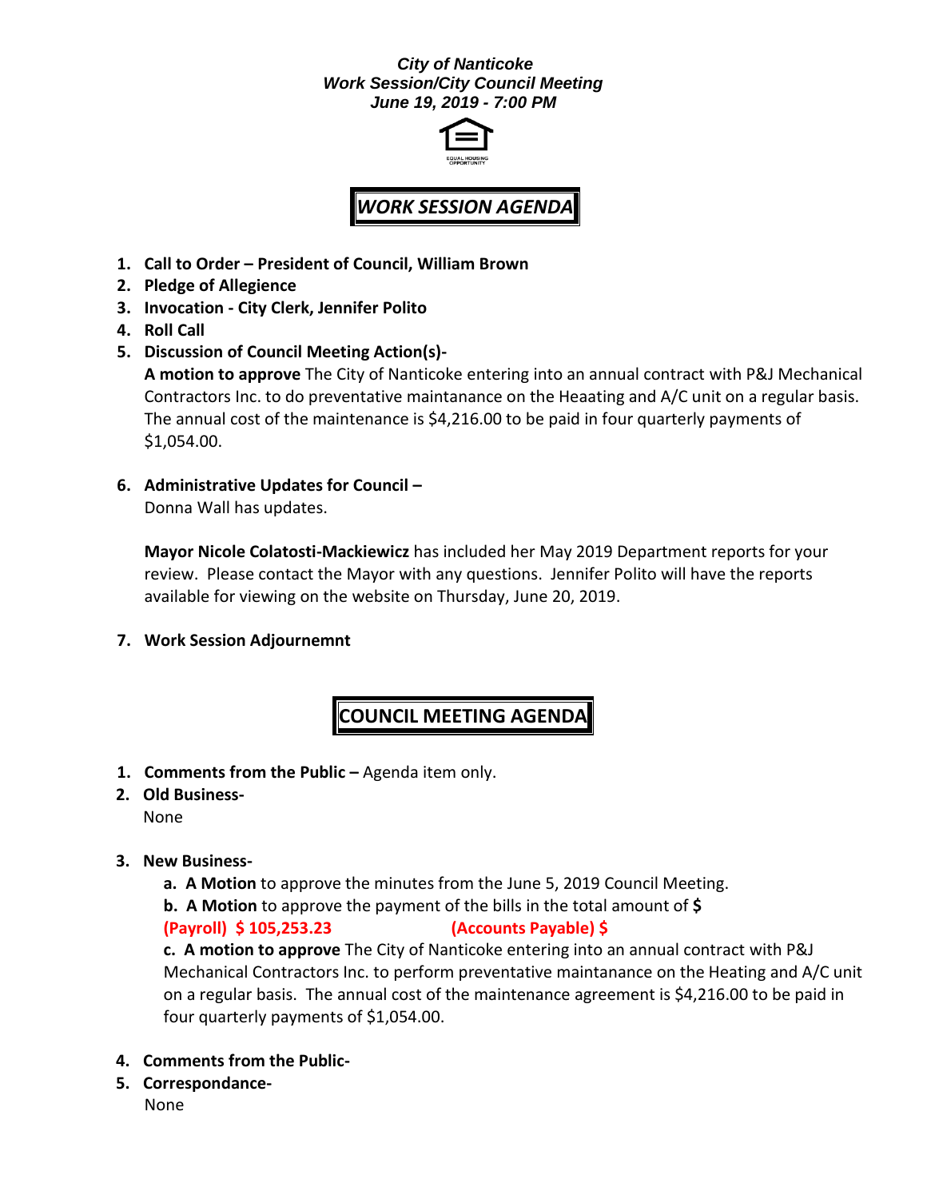***City of Nanticoke***
***Work Session/City Council Meeting***
***June 19, 2019 - 7:00 PM***

## *WORK SESSION AGENDA*

1. **Call to Order – President of Council, William Brown**
2. **Pledge of Allegience**
3. **Invocation - City Clerk, Jennifer Polito**
4. **Roll Call**
5. **Discussion of Council Meeting Action(s)-**
   **A motion to approve** The City of Nanticoke entering into an annual contract with P&J Mechanical Contractors Inc. to do preventative maintanance on the Heaating and A/C unit on a regular basis. The annual cost of the maintenance is $4,216.00 to be paid in four quarterly payments of $1,054.00.

6. **Administrative Updates for Council –**
   Donna Wall has updates.

   **Mayor Nicole Colatosti-Mackiewicz** has included her May 2019 Department reports for your review. Please contact the Mayor with any questions. Jennifer Polito will have the reports available for viewing on the website on Thursday, June 20, 2019.

7. **Work Session Adjournemnt**

## COUNCIL MEETING AGENDA

1. **Comments from the Public –** Agenda item only.
2. **Old Business-**
   None

3. **New Business-**
   **a. A Motion** to approve the minutes from the June 5, 2019 Council Meeting.
   **b. A Motion** to approve the payment of the bills in the total amount of **$**
   **(Payroll) $ 105,253.23** **(Accounts Payable) $**
   **c. A motion to approve** The City of Nanticoke entering into an annual contract with P&J Mechanical Contractors Inc. to perform preventative maintanance on the Heating and A/C unit on a regular basis. The annual cost of the maintenance agreement is $4,216.00 to be paid in four quarterly payments of $1,054.00.

4. **Comments from the Public-**
5. **Correspondance-**
   None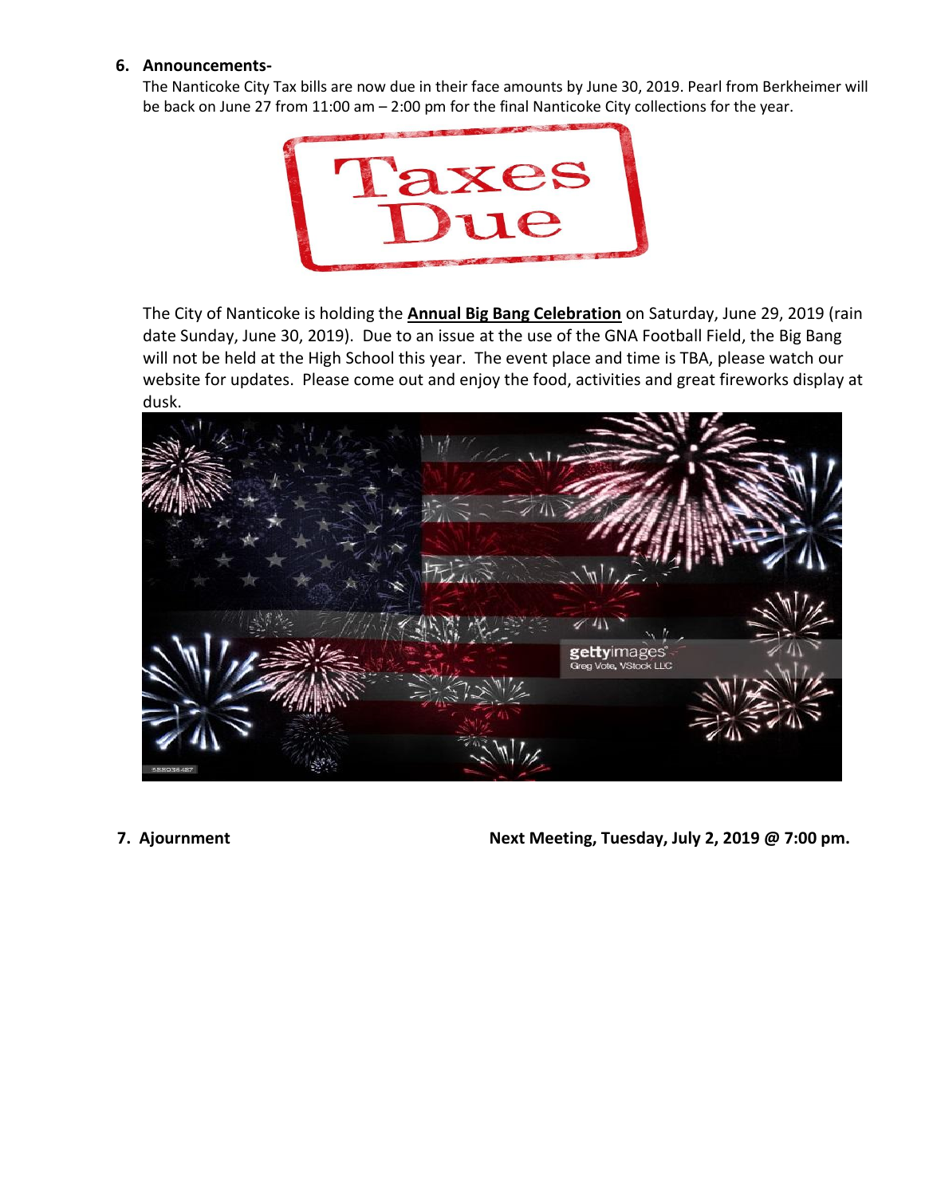6. **Announcements-**

   The Nanticoke City Tax bills are now due in their face amounts by June 30, 2019. Pearl from Berkheimer will be back on June 27 from 11:00 am – 2:00 pm for the final Nanticoke City collections for the year.

   The City of Nanticoke is holding the **Annual Big Bang Celebration** on Saturday, June 29, 2019 (rain date Sunday, June 30, 2019). Due to an issue at the use of the GNA Football Field, the Big Bang will not be held at the High School this year. The event place and time is TBA, please watch our website for updates. Please come out and enjoy the food, activities and great fireworks display at dusk.

7. **Ajournment** **Next Meeting, Tuesday, July 2, 2019 @ 7:00 pm.**